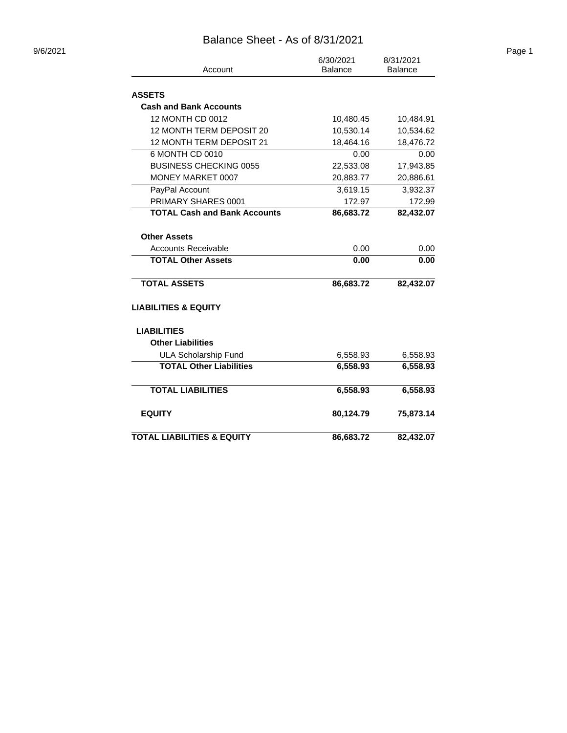# Balance Sheet - As of 8/31/2021

| Account | 6/30/2021 Balance | 8/31/2021 Balance |
|---|---|---|
| **ASSETS** | | |
| **Cash and Bank Accounts** | | |
| 12 MONTH CD 0012 | 10,480.45 | 10,484.91 |
| 12 MONTH TERM DEPOSIT 20 | 10,530.14 | 10,534.62 |
| 12 MONTH TERM DEPOSIT 21 | 18,464.16 | 18,476.72 |
| 6 MONTH CD 0010 | 0.00 | 0.00 |
| BUSINESS CHECKING 0055 | 22,533.08 | 17,943.85 |
| MONEY MARKET 0007 | 20,883.77 | 20,886.61 |
| PayPal Account | 3,619.15 | 3,932.37 |
| PRIMARY SHARES 0001 | 172.97 | 172.99 |
| **TOTAL Cash and Bank Accounts** | **86,683.72** | **82,432.07** |
| **Other Assets** | | |
| Accounts Receivable | 0.00 | 0.00 |
| **TOTAL Other Assets** | **0.00** | **0.00** |
| **TOTAL ASSETS** | **86,683.72** | **82,432.07** |
| **LIABILITIES & EQUITY** | | |
| **LIABILITIES** | | |
| **Other Liabilities** | | |
| ULA Scholarship Fund | 6,558.93 | 6,558.93 |
| **TOTAL Other Liabilities** | **6,558.93** | **6,558.93** |
| **TOTAL LIABILITIES** | **6,558.93** | **6,558.93** |
| **EQUITY** | **80,124.79** | **75,873.14** |
| **TOTAL LIABILITIES & EQUITY** | **86,683.72** | **82,432.07** |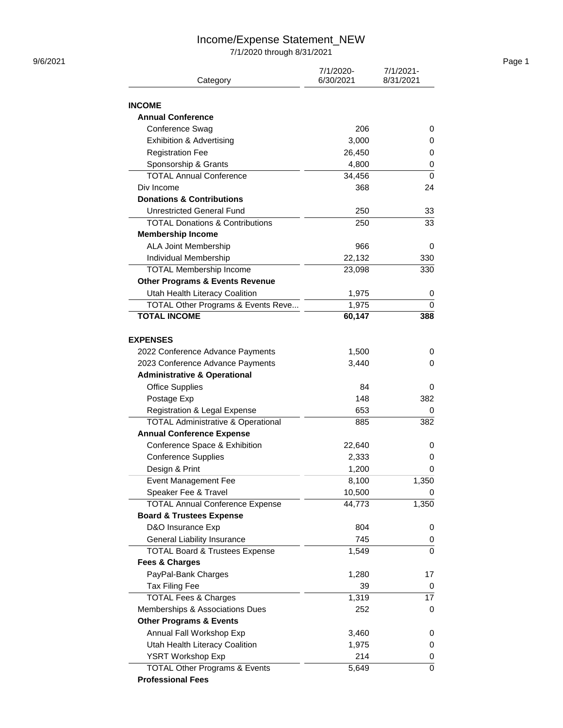# Income/Expense Statement_NEW

7/1/2020 through 8/31/2021

| Category | 7/1/2020-6/30/2021 | 7/1/2021-8/31/2021 |
|---|---|---|
| **INCOME** | | |
| **Annual Conference** | | |
| Conference Swag | 206 | 0 |
| Exhibition & Advertising | 3,000 | 0 |
| Registration Fee | 26,450 | 0 |
| Sponsorship & Grants | 4,800 | 0 |
| TOTAL Annual Conference | 34,456 | 0 |
| Div Income | 368 | 24 |
| **Donations & Contributions** | | |
| Unrestricted General Fund | 250 | 33 |
| TOTAL Donations & Contributions | 250 | 33 |
| **Membership Income** | | |
| ALA Joint Membership | 966 | 0 |
| Individual Membership | 22,132 | 330 |
| TOTAL Membership Income | 23,098 | 330 |
| **Other Programs & Events Revenue** | | |
| Utah Health Literacy Coalition | 1,975 | 0 |
| TOTAL Other Programs & Events Reve... | 1,975 | 0 |
| **TOTAL INCOME** | **60,147** | **388** |
| | | |
| **EXPENSES** | | |
| 2022 Conference Advance Payments | 1,500 | 0 |
| 2023 Conference Advance Payments | 3,440 | 0 |
| **Administrative & Operational** | | |
| Office Supplies | 84 | 0 |
| Postage Exp | 148 | 382 |
| Registration & Legal Expense | 653 | 0 |
| TOTAL Administrative & Operational | 885 | 382 |
| **Annual Conference Expense** | | |
| Conference Space & Exhibition | 22,640 | 0 |
| Conference Supplies | 2,333 | 0 |
| Design & Print | 1,200 | 0 |
| Event Management Fee | 8,100 | 1,350 |
| Speaker Fee & Travel | 10,500 | 0 |
| TOTAL Annual Conference Expense | 44,773 | 1,350 |
| **Board & Trustees Expense** | | |
| D&O Insurance Exp | 804 | 0 |
| General Liability Insurance | 745 | 0 |
| TOTAL Board & Trustees Expense | 1,549 | 0 |
| **Fees & Charges** | | |
| PayPal-Bank Charges | 1,280 | 17 |
| Tax Filing Fee | 39 | 0 |
| TOTAL Fees & Charges | 1,319 | 17 |
| Memberships & Associations Dues | 252 | 0 |
| **Other Programs & Events** | | |
| Annual Fall Workshop Exp | 3,460 | 0 |
| Utah Health Literacy Coalition | 1,975 | 0 |
| YSRT Workshop Exp | 214 | 0 |
| TOTAL Other Programs & Events | 5,649 | 0 |
| **Professional Fees** | | |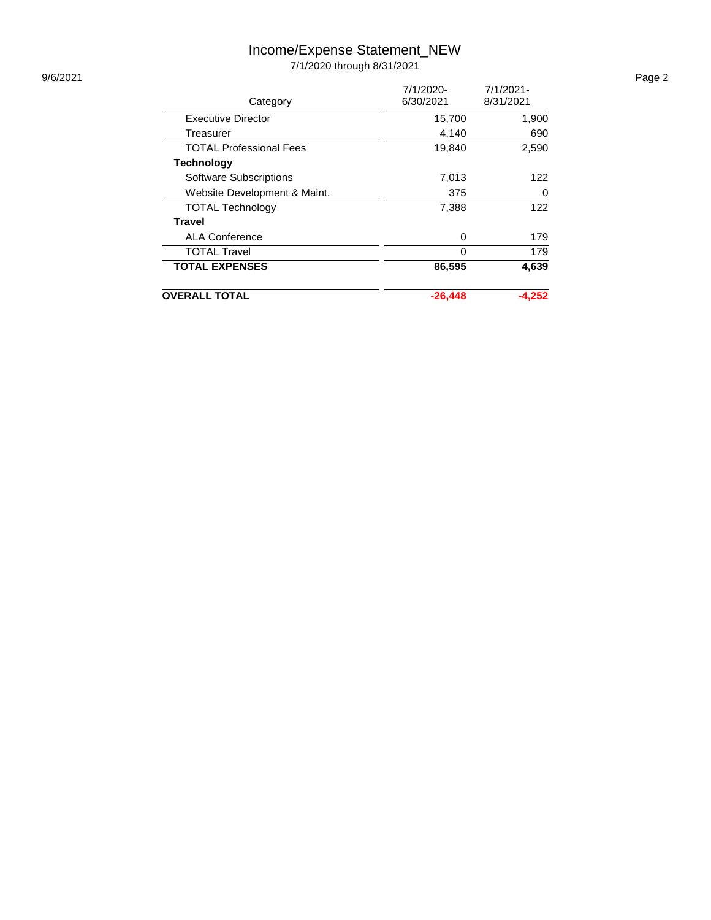# Income/Expense Statement_NEW

7/1/2020 through 8/31/2021

| Category | 7/1/2020-6/30/2021 | 7/1/2021-8/31/2021 |
|---|---|---|
| Executive Director | 15,700 | 1,900 |
| Treasurer | 4,140 | 690 |
| TOTAL Professional Fees | 19,840 | 2,590 |
| **Technology** | | |
| Software Subscriptions | 7,013 | 122 |
| Website Development & Maint. | 375 | 0 |
| TOTAL Technology | 7,388 | 122 |
| **Travel** | | |
| ALA Conference | 0 | 179 |
| TOTAL Travel | 0 | 179 |
| **TOTAL EXPENSES** | **86,595** | **4,639** |
| **OVERALL TOTAL** | **-26,448** | **-4,252** |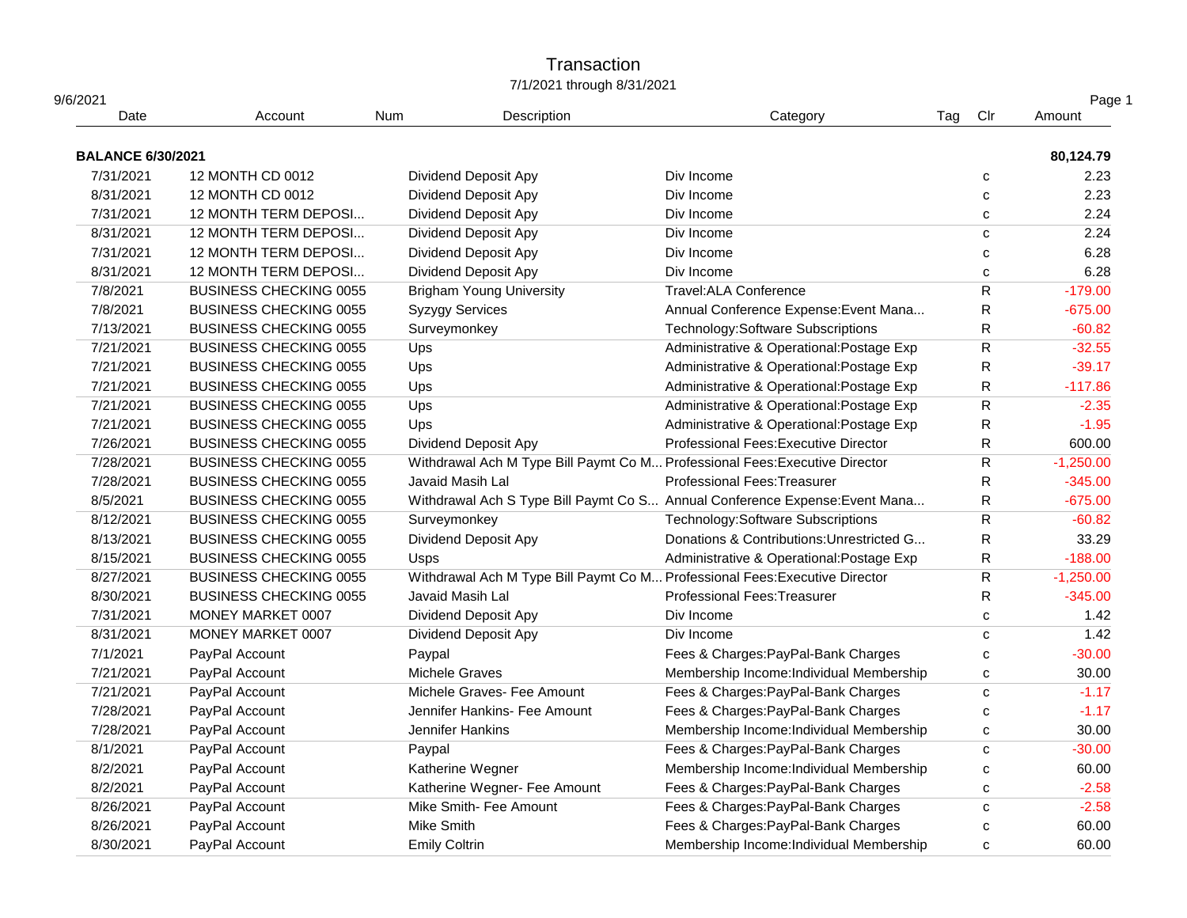# Transaction

7/1/2021 through 8/31/2021

9/6/2021

| Date | Account | Num | Description | Category | Tag | Clr | Amount |
|---|---|---|---|---|---|---|---|
| **BALANCE 6/30/2021** | | | | | | | **80,124.79** |
| 7/31/2021 | 12 MONTH CD 0012 | | Dividend Deposit Apy | Div Income | | c | 2.23 |
| 8/31/2021 | 12 MONTH CD 0012 | | Dividend Deposit Apy | Div Income | | c | 2.23 |
| 7/31/2021 | 12 MONTH TERM DEPOSI... | | Dividend Deposit Apy | Div Income | | c | 2.24 |
| 8/31/2021 | 12 MONTH TERM DEPOSI... | | Dividend Deposit Apy | Div Income | | c | 2.24 |
| 7/31/2021 | 12 MONTH TERM DEPOSI... | | Dividend Deposit Apy | Div Income | | c | 6.28 |
| 8/31/2021 | 12 MONTH TERM DEPOSI... | | Dividend Deposit Apy | Div Income | | c | 6.28 |
| 7/8/2021 | BUSINESS CHECKING 0055 | | Brigham Young University | Travel:ALA Conference | | R | -179.00 |
| 7/8/2021 | BUSINESS CHECKING 0055 | | Syzygy Services | Annual Conference Expense:Event Mana... | | R | -675.00 |
| 7/13/2021 | BUSINESS CHECKING 0055 | | Surveymonkey | Technology:Software Subscriptions | | R | -60.82 |
| 7/21/2021 | BUSINESS CHECKING 0055 | | Ups | Administrative & Operational:Postage Exp | | R | -32.55 |
| 7/21/2021 | BUSINESS CHECKING 0055 | | Ups | Administrative & Operational:Postage Exp | | R | -39.17 |
| 7/21/2021 | BUSINESS CHECKING 0055 | | Ups | Administrative & Operational:Postage Exp | | R | -117.86 |
| 7/21/2021 | BUSINESS CHECKING 0055 | | Ups | Administrative & Operational:Postage Exp | | R | -2.35 |
| 7/21/2021 | BUSINESS CHECKING 0055 | | Ups | Administrative & Operational:Postage Exp | | R | -1.95 |
| 7/26/2021 | BUSINESS CHECKING 0055 | | Dividend Deposit Apy | Professional Fees:Executive Director | | R | 600.00 |
| 7/28/2021 | BUSINESS CHECKING 0055 | | Withdrawal Ach M Type Bill Paymt Co M... | Professional Fees:Executive Director | | R | -1,250.00 |
| 7/28/2021 | BUSINESS CHECKING 0055 | | Javaid Masih Lal | Professional Fees:Treasurer | | R | -345.00 |
| 8/5/2021 | BUSINESS CHECKING 0055 | | Withdrawal Ach S Type Bill Paymt Co S... | Annual Conference Expense:Event Mana... | | R | -675.00 |
| 8/12/2021 | BUSINESS CHECKING 0055 | | Surveymonkey | Technology:Software Subscriptions | | R | -60.82 |
| 8/13/2021 | BUSINESS CHECKING 0055 | | Dividend Deposit Apy | Donations & Contributions:Unrestricted G... | | R | 33.29 |
| 8/15/2021 | BUSINESS CHECKING 0055 | | Usps | Administrative & Operational:Postage Exp | | R | -188.00 |
| 8/27/2021 | BUSINESS CHECKING 0055 | | Withdrawal Ach M Type Bill Paymt Co M... | Professional Fees:Executive Director | | R | -1,250.00 |
| 8/30/2021 | BUSINESS CHECKING 0055 | | Javaid Masih Lal | Professional Fees:Treasurer | | R | -345.00 |
| 7/31/2021 | MONEY MARKET 0007 | | Dividend Deposit Apy | Div Income | | c | 1.42 |
| 8/31/2021 | MONEY MARKET 0007 | | Dividend Deposit Apy | Div Income | | c | 1.42 |
| 7/1/2021 | PayPal Account | | Paypal | Fees & Charges:PayPal-Bank Charges | | c | -30.00 |
| 7/21/2021 | PayPal Account | | Michele Graves | Membership Income:Individual Membership | | c | 30.00 |
| 7/21/2021 | PayPal Account | | Michele Graves- Fee Amount | Fees & Charges:PayPal-Bank Charges | | c | -1.17 |
| 7/28/2021 | PayPal Account | | Jennifer Hankins- Fee Amount | Fees & Charges:PayPal-Bank Charges | | c | -1.17 |
| 7/28/2021 | PayPal Account | | Jennifer Hankins | Membership Income:Individual Membership | | c | 30.00 |
| 8/1/2021 | PayPal Account | | Paypal | Fees & Charges:PayPal-Bank Charges | | c | -30.00 |
| 8/2/2021 | PayPal Account | | Katherine Wegner | Membership Income:Individual Membership | | c | 60.00 |
| 8/2/2021 | PayPal Account | | Katherine Wegner- Fee Amount | Fees & Charges:PayPal-Bank Charges | | c | -2.58 |
| 8/26/2021 | PayPal Account | | Mike Smith- Fee Amount | Fees & Charges:PayPal-Bank Charges | | c | -2.58 |
| 8/26/2021 | PayPal Account | | Mike Smith | Fees & Charges:PayPal-Bank Charges | | c | 60.00 |
| 8/30/2021 | PayPal Account | | Emily Coltrin | Membership Income:Individual Membership | | c | 60.00 |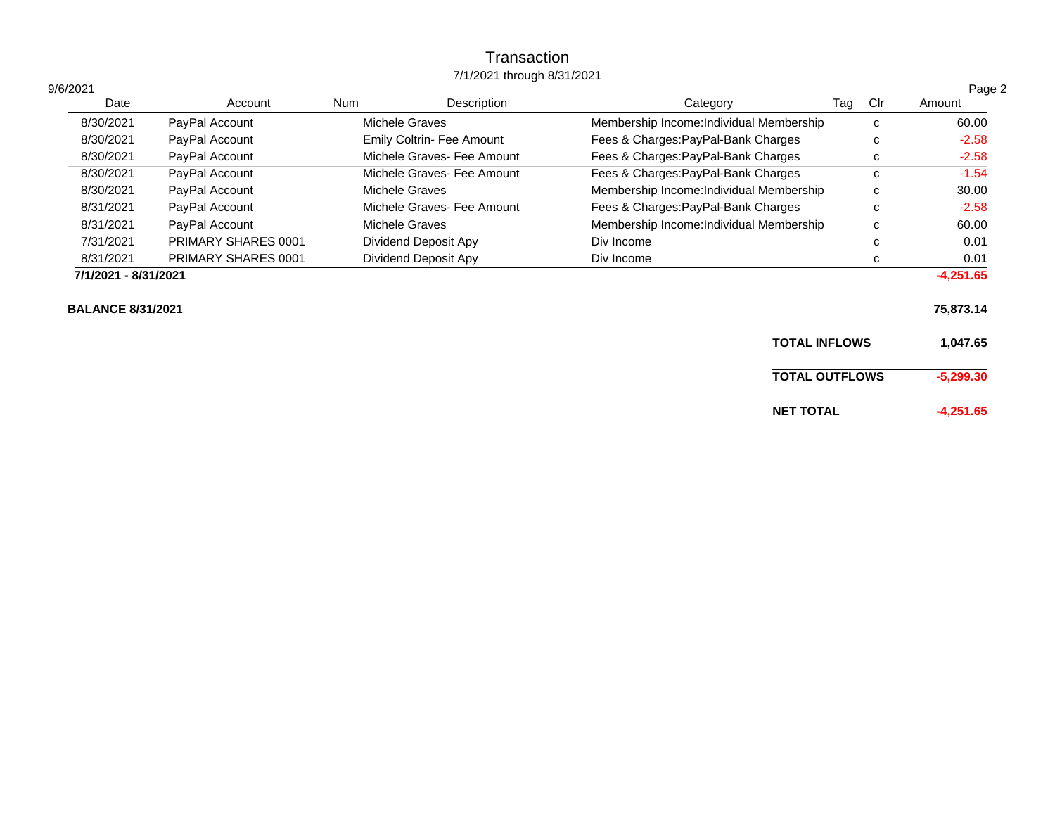# Transaction

7/1/2021 through 8/31/2021

9/6/2021

| Date | Account | Num | Description | Category | Tag | Clr | Amount |
|---|---|---|---|---|---|---|---|
| 8/30/2021 | PayPal Account | | Michele Graves | Membership Income:Individual Membership | | c | 60.00 |
| 8/30/2021 | PayPal Account | | Emily Coltrin- Fee Amount | Fees & Charges:PayPal-Bank Charges | | c | -2.58 |
| 8/30/2021 | PayPal Account | | Michele Graves- Fee Amount | Fees & Charges:PayPal-Bank Charges | | c | -2.58 |
| 8/30/2021 | PayPal Account | | Michele Graves- Fee Amount | Fees & Charges:PayPal-Bank Charges | | c | -1.54 |
| 8/30/2021 | PayPal Account | | Michele Graves | Membership Income:Individual Membership | | c | 30.00 |
| 8/31/2021 | PayPal Account | | Michele Graves- Fee Amount | Fees & Charges:PayPal-Bank Charges | | c | -2.58 |
| 8/31/2021 | PayPal Account | | Michele Graves | Membership Income:Individual Membership | | c | 60.00 |
| 7/31/2021 | PRIMARY SHARES 0001 | | Dividend Deposit Apy | Div Income | | c | 0.01 |
| 8/31/2021 | PRIMARY SHARES 0001 | | Dividend Deposit Apy | Div Income | | c | 0.01 |
| **7/1/2021 - 8/31/2021** | | | | | | | **-4,251.65** |
| **BALANCE 8/31/2021** | | | | | | | **75,873.14** |

| | |
|---|---|
| **TOTAL INFLOWS** | **1,047.65** |
| **TOTAL OUTFLOWS** | **-5,299.30** |
| **NET TOTAL** | **-4,251.65** |